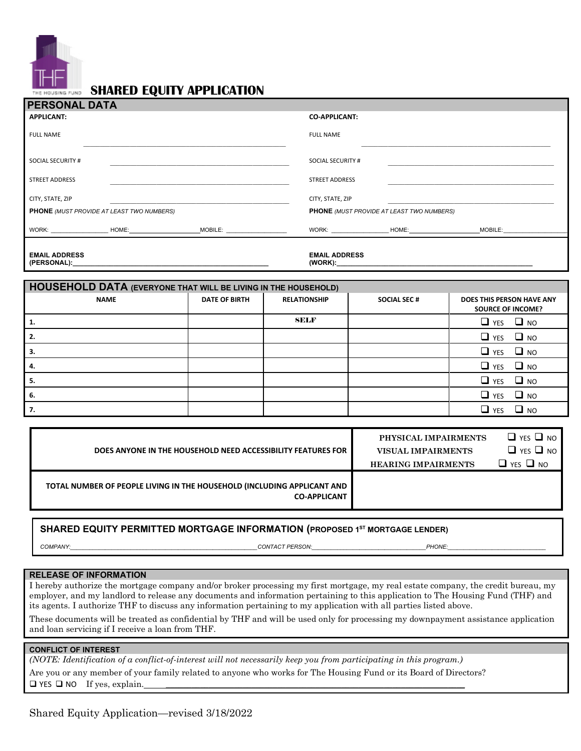THE HOUSING FUND

# SHARED EQUITY APPLICATION

## PERSONAL DATA

| APPLICANT: | CO-APPLICANT: |
|---|---|
| FULL NAME \_\_\_\_\_\_\_\_\_\_\_\_\_\_\_\_\_\_\_\_\_\_\_\_\_\_\_\_\_\_\_\_\_\_\_\_ | FULL NAME \_\_\_\_\_\_\_\_\_\_\_\_\_\_\_\_\_\_\_\_\_\_\_\_\_\_\_\_\_\_\_\_\_\_\_\_ |
| SOCIAL SECURITY # \_\_\_\_\_\_\_\_\_\_\_\_\_\_\_\_\_\_\_\_\_\_\_\_\_\_\_\_\_\_ | SOCIAL SECURITY # \_\_\_\_\_\_\_\_\_\_\_\_\_\_\_\_\_\_\_\_\_\_\_\_\_\_\_\_\_\_ |
| STREET ADDRESS \_\_\_\_\_\_\_\_\_\_\_\_\_\_\_\_\_\_\_\_\_\_\_\_\_\_\_\_\_\_ | STREET ADDRESS \_\_\_\_\_\_\_\_\_\_\_\_\_\_\_\_\_\_\_\_\_\_\_\_\_\_\_\_\_\_ |
| CITY, STATE, ZIP \_\_\_\_\_\_\_\_\_\_\_\_\_\_\_\_\_\_\_\_\_\_\_\_\_\_\_\_\_\_ | CITY, STATE, ZIP \_\_\_\_\_\_\_\_\_\_\_\_\_\_\_\_\_\_\_\_\_\_\_\_\_\_\_\_\_\_ |
| **PHONE** *(MUST PROVIDE AT LEAST TWO NUMBERS)* | **PHONE** *(MUST PROVIDE AT LEAST TWO NUMBERS)* |
| WORK: \_\_\_\_\_\_\_\_\_\_ HOME:\_\_\_\_\_\_\_\_\_\_ MOBILE: \_\_\_\_\_\_\_\_\_\_ | WORK: \_\_\_\_\_\_\_\_\_\_ HOME:\_\_\_\_\_\_\_\_\_\_ MOBILE:\_\_\_\_\_\_\_\_\_\_ |
| **EMAIL ADDRESS (PERSONAL):**\_\_\_\_\_\_\_\_\_\_\_\_\_\_\_\_\_\_\_\_\_\_\_\_\_\_\_\_\_\_ | **EMAIL ADDRESS (WORK):**\_\_\_\_\_\_\_\_\_\_\_\_\_\_\_\_\_\_\_\_\_\_\_\_\_\_\_\_\_\_ |

## HOUSEHOLD DATA (EVERYONE THAT WILL BE LIVING IN THE HOUSEHOLD)

| NAME | DATE OF BIRTH | RELATIONSHIP | SOCIAL SEC # | DOES THIS PERSON HAVE ANY SOURCE OF INCOME? |
|---|---|---|---|---|
| 1. | | SELF | | ❑ YES ❑ NO |
| 2. | | | | ❑ YES ❑ NO |
| 3. | | | | ❑ YES ❑ NO |
| 4. | | | | ❑ YES ❑ NO |
| 5. | | | | ❑ YES ❑ NO |
| 6. | | | | ❑ YES ❑ NO |
| 7. | | | | ❑ YES ❑ NO |

| | |
|---|---|
| DOES ANYONE IN THE HOUSEHOLD NEED ACCESSIBILITY FEATURES FOR | PHYSICAL IMPAIRMENTS ❑ YES ❑ NO<br>VISUAL IMPAIRMENTS ❑ YES ❑ NO<br>HEARING IMPAIRMENTS ❑ YES ❑ NO |
| TOTAL NUMBER OF PEOPLE LIVING IN THE HOUSEHOLD (INCLUDING APPLICANT AND CO-APPLICANT | |

## SHARED EQUITY PERMITTED MORTGAGE INFORMATION (PROPOSED 1ST MORTGAGE LENDER)

*COMPANY:*\_\_\_\_\_\_\_\_\_\_\_\_\_\_\_\_\_\_\_\_\_\_\_\_\_\_\_\_\_\_*CONTACT PERSON:*\_\_\_\_\_\_\_\_\_\_\_\_\_\_\_\_\_\_\_\_*PHONE:*\_\_\_\_\_\_\_\_\_\_\_\_\_\_\_\_\_\_\_\_

## RELEASE OF INFORMATION

I hereby authorize the mortgage company and/or broker processing my first mortgage, my real estate company, the credit bureau, my employer, and my landlord to release any documents and information pertaining to this application to The Housing Fund (THF) and its agents. I authorize THF to discuss any information pertaining to my application with all parties listed above.

These documents will be treated as confidential by THF and will be used only for processing my downpayment assistance application and loan servicing if I receive a loan from THF.

## CONFLICT OF INTEREST

*(NOTE: Identification of a conflict-of-interest will not necessarily keep you from participating in this program.)*

Are you or any member of your family related to anyone who works for The Housing Fund or its Board of Directors?

❑ YES ❑ NO If yes, explain.\_\_\_\_\_\_\_\_\_\_\_\_\_\_\_\_\_\_\_\_\_\_\_\_\_\_\_\_\_\_\_\_\_\_\_\_\_\_\_\_\_\_\_\_

Shared Equity Application—revised 3/18/2022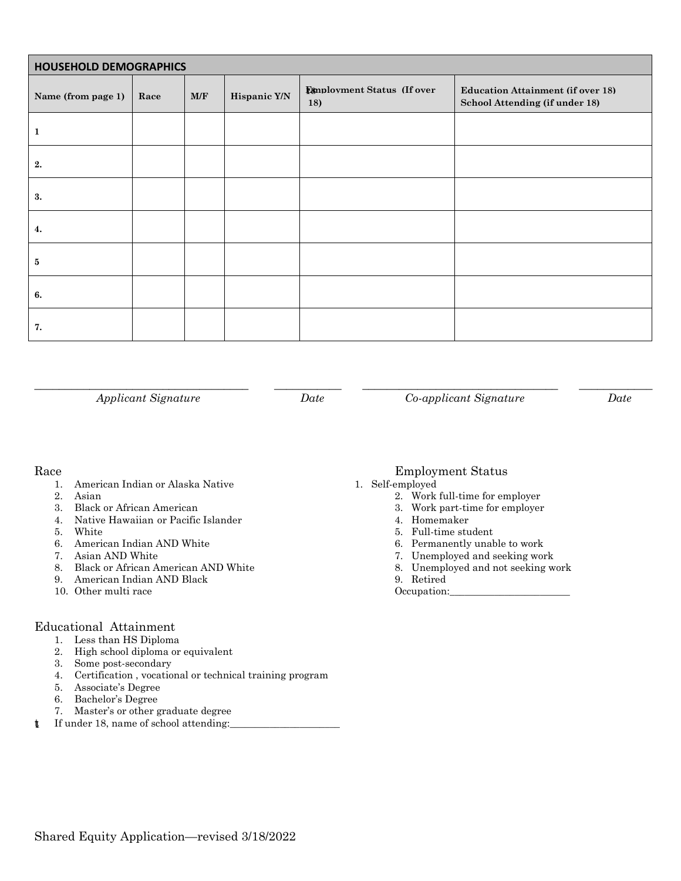| HOUSEHOLD DEMOGRAPHICS | | | | | |
|---|---|---|---|---|---|
| **Name (from page 1)** | **Race** | **M/F** | **Hispanic Y/N** | **Employment Status (If over 18)** | **Education Attainment (if over 18) School Attending (if under 18)** |
| **1** | | | | | |
| **2.** | | | | | |
| **3.** | | | | | |
| **4.** | | | | | |
| **5** | | | | | |
| **6.** | | | | | |
| **7.** | | | | | |

_______________________________________ *Applicant Signature* ____________ *Date* ____________________________________ *Co-applicant Signature* _____________ *Date*

Race

1. American Indian or Alaska Native
2. Asian
3. Black or African American
4. Native Hawaiian or Pacific Islander
5. White
6. American Indian AND White
7. Asian AND White
8. Black or African American AND White
9. American Indian AND Black
10. Other multi race

Employment Status

1. Self-employed
2. Work full-time for employer
3. Work part-time for employer
4. Homemaker
5. Full-time student
6. Permanently unable to work
7. Unemployed and seeking work
8. Unemployed and not seeking work
9. Retired

Occupation:________________________

Educational Attainment

1. Less than HS Diploma
2. High school diploma or equivalent
3. Some post-secondary
4. Certification , vocational or technical training program
5. Associate's Degree
6. Bachelor's Degree
7. Master's or other graduate degree

If under 18, name of school attending:______________________

Shared Equity Application—revised 3/18/2022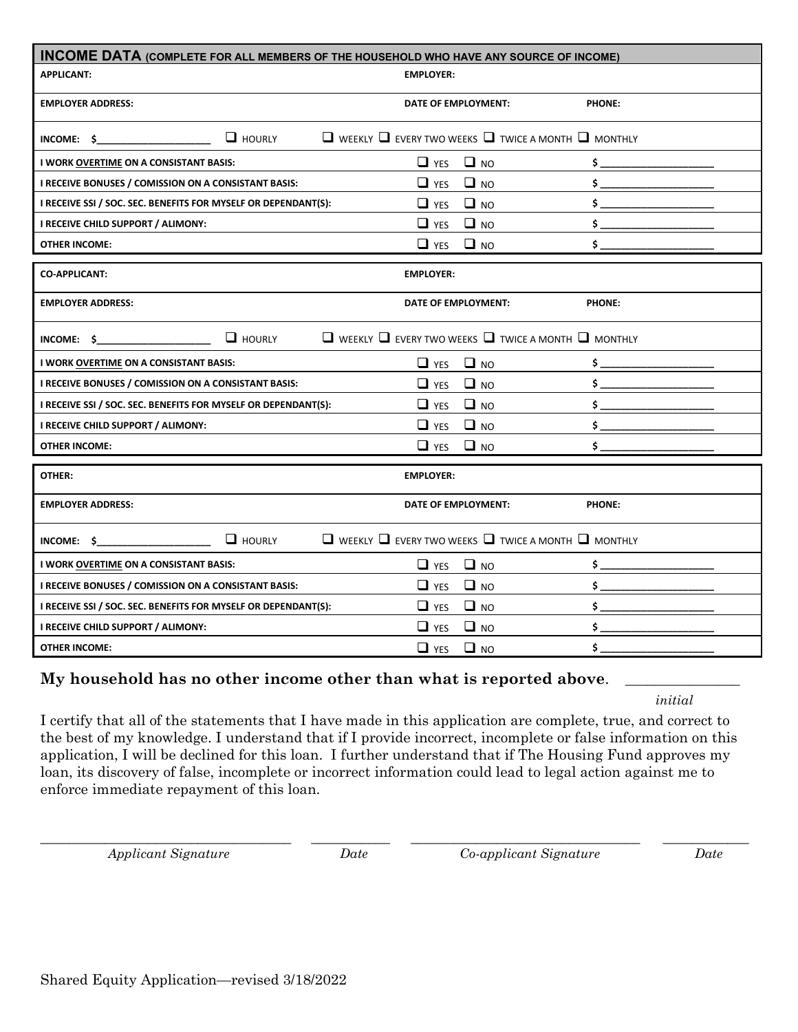## INCOME DATA (COMPLETE FOR ALL MEMBERS OF THE HOUSEHOLD WHO HAVE ANY SOURCE OF INCOME)

| APPLICANT: | EMPLOYER: | |
|---|---|---|
| EMPLOYER ADDRESS: | DATE OF EMPLOYMENT: | PHONE: |
| INCOME: $____________ ❑ HOURLY | ❑ WEEKLY ❑ EVERY TWO WEEKS ❑ TWICE A MONTH ❑ MONTHLY | |
| I WORK OVERTIME ON A CONSISTANT BASIS: | ❑ YES ❑ NO | $____________ |
| I RECEIVE BONUSES / COMISSION ON A CONSISTANT BASIS: | ❑ YES ❑ NO | $____________ |
| I RECEIVE SSI / SOC. SEC. BENEFITS FOR MYSELF OR DEPENDANT(S): | ❑ YES ❑ NO | $____________ |
| I RECEIVE CHILD SUPPORT / ALIMONY: | ❑ YES ❑ NO | $____________ |
| OTHER INCOME: | ❑ YES ❑ NO | $____________ |

| CO-APPLICANT: | EMPLOYER: | |
|---|---|---|
| EMPLOYER ADDRESS: | DATE OF EMPLOYMENT: | PHONE: |
| INCOME: $____________ ❑ HOURLY | ❑ WEEKLY ❑ EVERY TWO WEEKS ❑ TWICE A MONTH ❑ MONTHLY | |
| I WORK OVERTIME ON A CONSISTANT BASIS: | ❑ YES ❑ NO | $____________ |
| I RECEIVE BONUSES / COMISSION ON A CONSISTANT BASIS: | ❑ YES ❑ NO | $____________ |
| I RECEIVE SSI / SOC. SEC. BENEFITS FOR MYSELF OR DEPENDANT(S): | ❑ YES ❑ NO | $____________ |
| I RECEIVE CHILD SUPPORT / ALIMONY: | ❑ YES ❑ NO | $____________ |
| OTHER INCOME: | ❑ YES ❑ NO | $____________ |

| OTHER: | EMPLOYER: | |
|---|---|---|
| EMPLOYER ADDRESS: | DATE OF EMPLOYMENT: | PHONE: |
| INCOME: $____________ ❑ HOURLY | ❑ WEEKLY ❑ EVERY TWO WEEKS ❑ TWICE A MONTH ❑ MONTHLY | |
| I WORK OVERTIME ON A CONSISTANT BASIS: | ❑ YES ❑ NO | $____________ |
| I RECEIVE BONUSES / COMISSION ON A CONSISTANT BASIS: | ❑ YES ❑ NO | $____________ |
| I RECEIVE SSI / SOC. SEC. BENEFITS FOR MYSELF OR DEPENDANT(S): | ❑ YES ❑ NO | $____________ |
| I RECEIVE CHILD SUPPORT / ALIMONY: | ❑ YES ❑ NO | $____________ |
| OTHER INCOME: | ❑ YES ❑ NO | $____________ |

**My household has no other income other than what is reported above**. ______________
*initial*

I certify that all of the statements that I have made in this application are complete, true, and correct to the best of my knowledge. I understand that if I provide incorrect, incomplete or false information on this application, I will be declined for this loan. I further understand that if The Housing Fund approves my loan, its discovery of false, incomplete or incorrect information could lead to legal action against me to enforce immediate repayment of this loan.

______________________________ *Applicant Signature* ____________ *Date* ______________________________ *Co-applicant Signature* ____________ *Date*

Shared Equity Application—revised 3/18/2022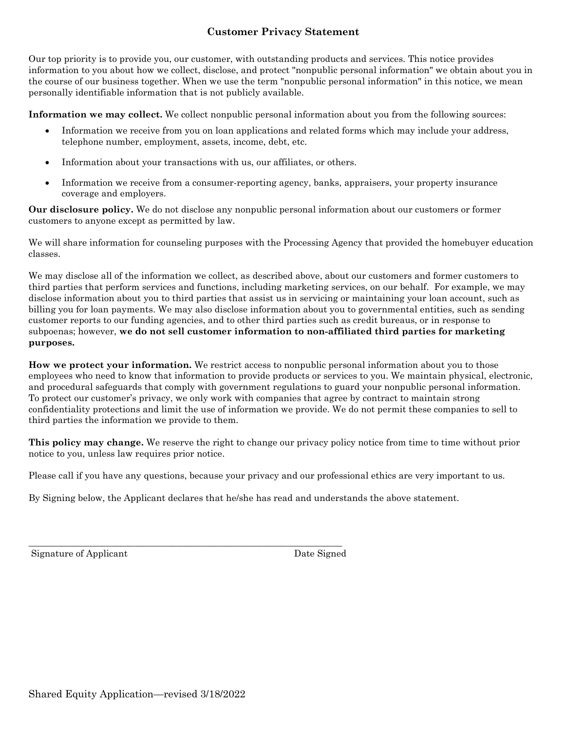## Customer Privacy Statement

Our top priority is to provide you, our customer, with outstanding products and services. This notice provides information to you about how we collect, disclose, and protect "nonpublic personal information" we obtain about you in the course of our business together. When we use the term "nonpublic personal information" in this notice, we mean personally identifiable information that is not publicly available.

**Information we may collect.** We collect nonpublic personal information about you from the following sources:

- Information we receive from you on loan applications and related forms which may include your address, telephone number, employment, assets, income, debt, etc.
- Information about your transactions with us, our affiliates, or others.
- Information we receive from a consumer-reporting agency, banks, appraisers, your property insurance coverage and employers.

**Our disclosure policy.** We do not disclose any nonpublic personal information about our customers or former customers to anyone except as permitted by law.

We will share information for counseling purposes with the Processing Agency that provided the homebuyer education classes.

We may disclose all of the information we collect, as described above, about our customers and former customers to third parties that perform services and functions, including marketing services, on our behalf. For example, we may disclose information about you to third parties that assist us in servicing or maintaining your loan account, such as billing you for loan payments. We may also disclose information about you to governmental entities, such as sending customer reports to our funding agencies, and to other third parties such as credit bureaus, or in response to subpoenas; however, **we do not sell customer information to non-affiliated third parties for marketing purposes.**

**How we protect your information.** We restrict access to nonpublic personal information about you to those employees who need to know that information to provide products or services to you. We maintain physical, electronic, and procedural safeguards that comply with government regulations to guard your nonpublic personal information. To protect our customer's privacy, we only work with companies that agree by contract to maintain strong confidentiality protections and limit the use of information we provide. We do not permit these companies to sell to third parties the information we provide to them.

**This policy may change.** We reserve the right to change our privacy policy notice from time to time without prior notice to you, unless law requires prior notice.

Please call if you have any questions, because your privacy and our professional ethics are very important to us.

By Signing below, the Applicant declares that he/she has read and understands the above statement.

\_\_\_\_\_\_\_\_\_\_\_\_\_\_\_\_\_\_\_\_\_\_\_\_\_\_\_\_\_\_\_\_\_\_\_\_\_\_\_\_\_\_\_\_\_\_\_\_\_\_\_\_\_\_\_\_\_\_\_\_

Signature of Applicant                                        Date Signed

Shared Equity Application—revised 3/18/2022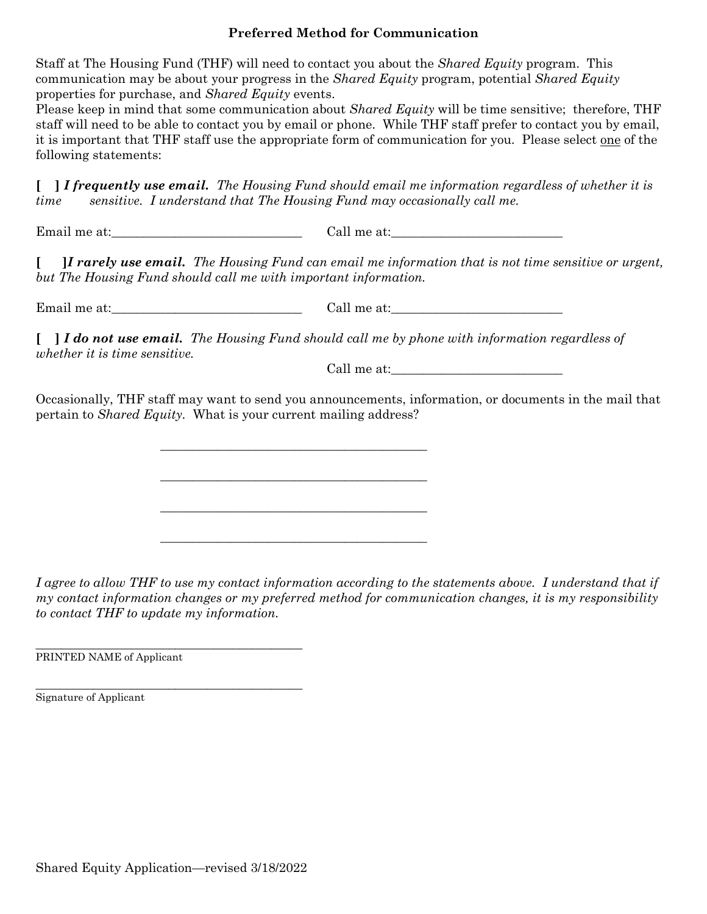## Preferred Method for Communication

Staff at The Housing Fund (THF) will need to contact you about the *Shared Equity* program. This communication may be about your progress in the *Shared Equity* program, potential *Shared Equity* properties for purchase, and *Shared Equity* events.

Please keep in mind that some communication about *Shared Equity* will be time sensitive; therefore, THF staff will need to be able to contact you by email or phone. While THF staff prefer to contact you by email, it is important that THF staff use the appropriate form of communication for you. Please select one of the following statements:

**[ ]** ***I frequently use email.*** *The Housing Fund should email me information regardless of whether it is time sensitive. I understand that The Housing Fund may occasionally call me.*

Email me at:_____________________________ Call me at:__________________________

**[ ]*****I rarely use email.*** *The Housing Fund can email me information that is not time sensitive or urgent, but The Housing Fund should call me with important information.*

Email me at:_____________________________ Call me at:__________________________

**[ ]** ***I do not use email.*** *The Housing Fund should call me by phone with information regardless of whether it is time sensitive.*

Call me at:__________________________

Occasionally, THF staff may want to send you announcements, information, or documents in the mail that pertain to *Shared Equity*. What is your current mailing address?

__________________________________________

__________________________________________

__________________________________________

__________________________________________

*I agree to allow THF to use my contact information according to the statements above. I understand that if my contact information changes or my preferred method for communication changes, it is my responsibility to contact THF to update my information.*

____________________________________________
PRINTED NAME of Applicant

____________________________________________
Signature of Applicant

Shared Equity Application—revised 3/18/2022